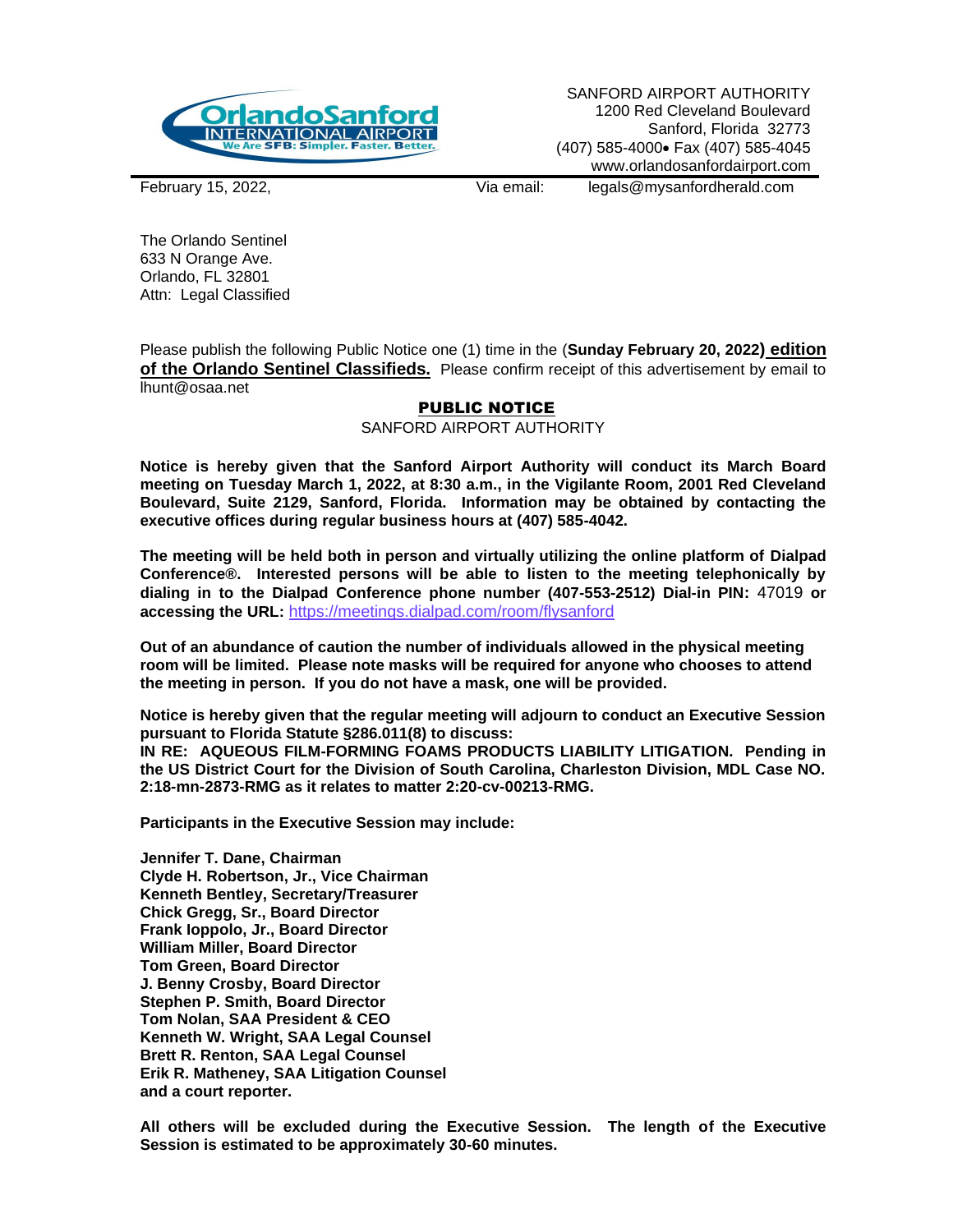SANFORD AIRPORT AUTHORITY
1200 Red Cleveland Boulevard
Sanford, Florida 32773
(407) 585-4000• Fax (407) 585-4045
www.orlandosanfordairport.com

February 15, 2022, Via email: legals@mysanfordherald.com

The Orlando Sentinel
633 N Orange Ave.
Orlando, FL 32801
Attn: Legal Classified

Please publish the following Public Notice one (1) time in the (**Sunday February 20, 2022**) **edition of the Orlando Sentinel Classifieds.** Please confirm receipt of this advertisement by email to lhunt@osaa.net

## PUBLIC NOTICE

SANFORD AIRPORT AUTHORITY

**Notice is hereby given that the Sanford Airport Authority will conduct its March Board meeting on Tuesday March 1, 2022, at 8:30 a.m., in the Vigilante Room, 2001 Red Cleveland Boulevard, Suite 2129, Sanford, Florida. Information may be obtained by contacting the executive offices during regular business hours at (407) 585-4042.**

**The meeting will be held both in person and virtually utilizing the online platform of Dialpad Conference®. Interested persons will be able to listen to the meeting telephonically by dialing in to the Dialpad Conference phone number (407-553-2512) Dial-in PIN:** 47019 **or accessing the URL:** https://meetings.dialpad.com/room/flysanford

**Out of an abundance of caution the number of individuals allowed in the physical meeting room will be limited. Please note masks will be required for anyone who chooses to attend the meeting in person. If you do not have a mask, one will be provided.**

**Notice is hereby given that the regular meeting will adjourn to conduct an Executive Session pursuant to Florida Statute §286.011(8) to discuss:**
**IN RE: AQUEOUS FILM-FORMING FOAMS PRODUCTS LIABILITY LITIGATION. Pending in the US District Court for the Division of South Carolina, Charleston Division, MDL Case NO. 2:18-mn-2873-RMG as it relates to matter 2:20-cv-00213-RMG.**

**Participants in the Executive Session may include:**

**Jennifer T. Dane, Chairman**
**Clyde H. Robertson, Jr., Vice Chairman**
**Kenneth Bentley, Secretary/Treasurer**
**Chick Gregg, Sr., Board Director**
**Frank Ioppolo, Jr., Board Director**
**William Miller, Board Director**
**Tom Green, Board Director**
**J. Benny Crosby, Board Director**
**Stephen P. Smith, Board Director**
**Tom Nolan, SAA President & CEO**
**Kenneth W. Wright, SAA Legal Counsel**
**Brett R. Renton, SAA Legal Counsel**
**Erik R. Matheney, SAA Litigation Counsel**
**and a court reporter.**

**All others will be excluded during the Executive Session. The length of the Executive Session is estimated to be approximately 30-60 minutes.**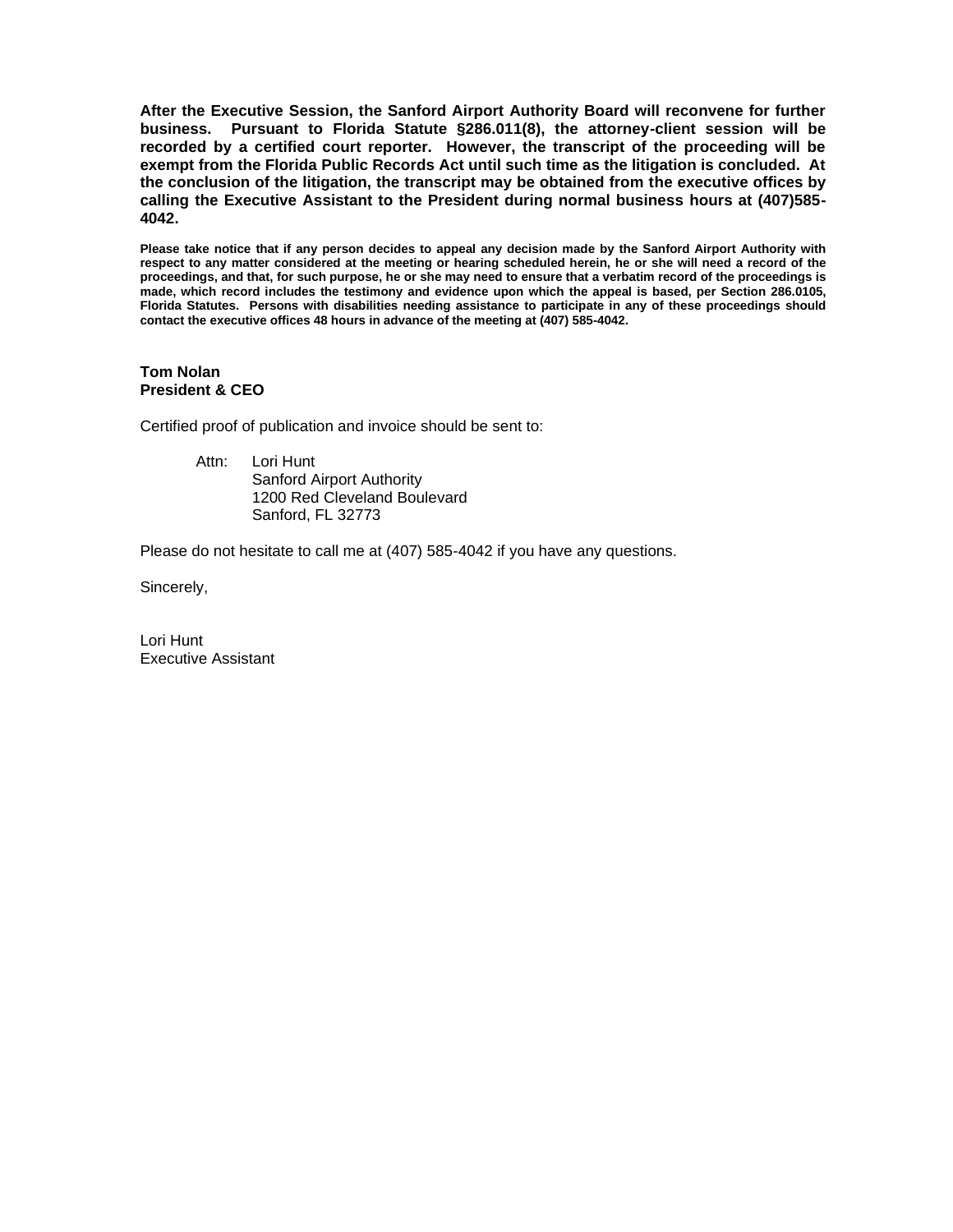**After the Executive Session, the Sanford Airport Authority Board will reconvene for further business. Pursuant to Florida Statute §286.011(8), the attorney-client session will be recorded by a certified court reporter. However, the transcript of the proceeding will be exempt from the Florida Public Records Act until such time as the litigation is concluded. At the conclusion of the litigation, the transcript may be obtained from the executive offices by calling the Executive Assistant to the President during normal business hours at (407)585-4042.**

**Please take notice that if any person decides to appeal any decision made by the Sanford Airport Authority with respect to any matter considered at the meeting or hearing scheduled herein, he or she will need a record of the proceedings, and that, for such purpose, he or she may need to ensure that a verbatim record of the proceedings is made, which record includes the testimony and evidence upon which the appeal is based, per Section 286.0105, Florida Statutes. Persons with disabilities needing assistance to participate in any of these proceedings should contact the executive offices 48 hours in advance of the meeting at (407) 585-4042.**

**Tom Nolan**
**President & CEO**

Certified proof of publication and invoice should be sent to:

Attn: Lori Hunt
Sanford Airport Authority
1200 Red Cleveland Boulevard
Sanford, FL 32773

Please do not hesitate to call me at (407) 585-4042 if you have any questions.

Sincerely,

Lori Hunt
Executive Assistant